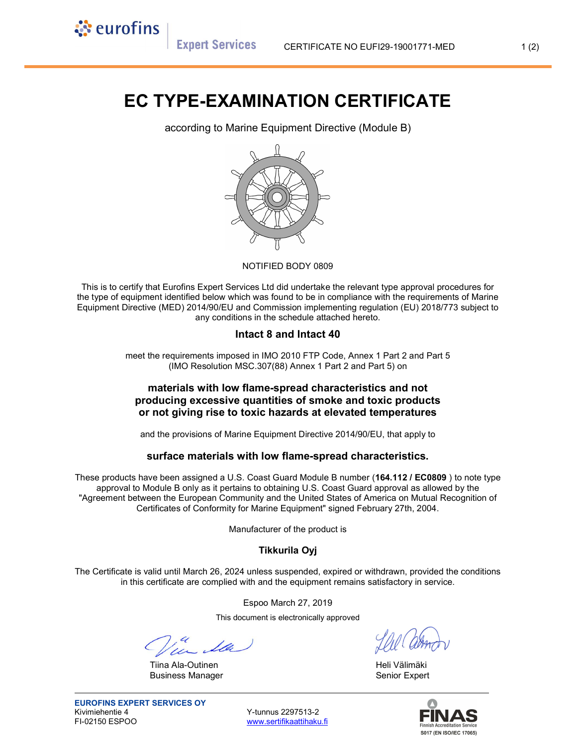# EC TYPE-EXAMINATION CERTIFICATE

according to Marine Equipment Directive (Module B)

NOTIFIED BODY 0809

This is to certify that Eurofins Expert Services Ltd did undertake the relevant type approval procedures for the type of equipment identified below which was found to be in compliance with the requirements of Marine Equipment Directive (MED) 2014/90/EU and Commission implementing regulation (EU) 2018/773 subject to any conditions in the schedule attached hereto.

**Intact 8 and Intact 40**

meet the requirements imposed in IMO 2010 FTP Code, Annex 1 Part 2 and Part 5 (IMO Resolution MSC.307(88) Annex 1 Part 2 and Part 5) on

**materials with low flame-spread characteristics and not producing excessive quantities of smoke and toxic products or not giving rise to toxic hazards at elevated temperatures**

and the provisions of Marine Equipment Directive 2014/90/EU, that apply to

**surface materials with low flame-spread characteristics.**

These products have been assigned a U.S. Coast Guard Module B number (**164.112 / EC0809** ) to note type approval to Module B only as it pertains to obtaining U.S. Coast Guard approval as allowed by the "Agreement between the European Community and the United States of America on Mutual Recognition of Certificates of Conformity for Marine Equipment" signed February 27th, 2004.

Manufacturer of the product is

**Tikkurila Oyj**

The Certificate is valid until March 26, 2024 unless suspended, expired or withdrawn, provided the conditions in this certificate are complied with and the equipment remains satisfactory in service.

Espoo March 27, 2019

This document is electronically approved

Tiina Ala-Outinen
Business Manager

Heli Välimäki
Senior Expert

**EUROFINS EXPERT SERVICES OY**
Kivimiehentie 4
FI-02150 ESPOO

Y-tunnus 2297513-2
www.sertifikaattihaku.fi

FINAS Finnish Accreditation Service S017 (EN ISO/IEC 17065)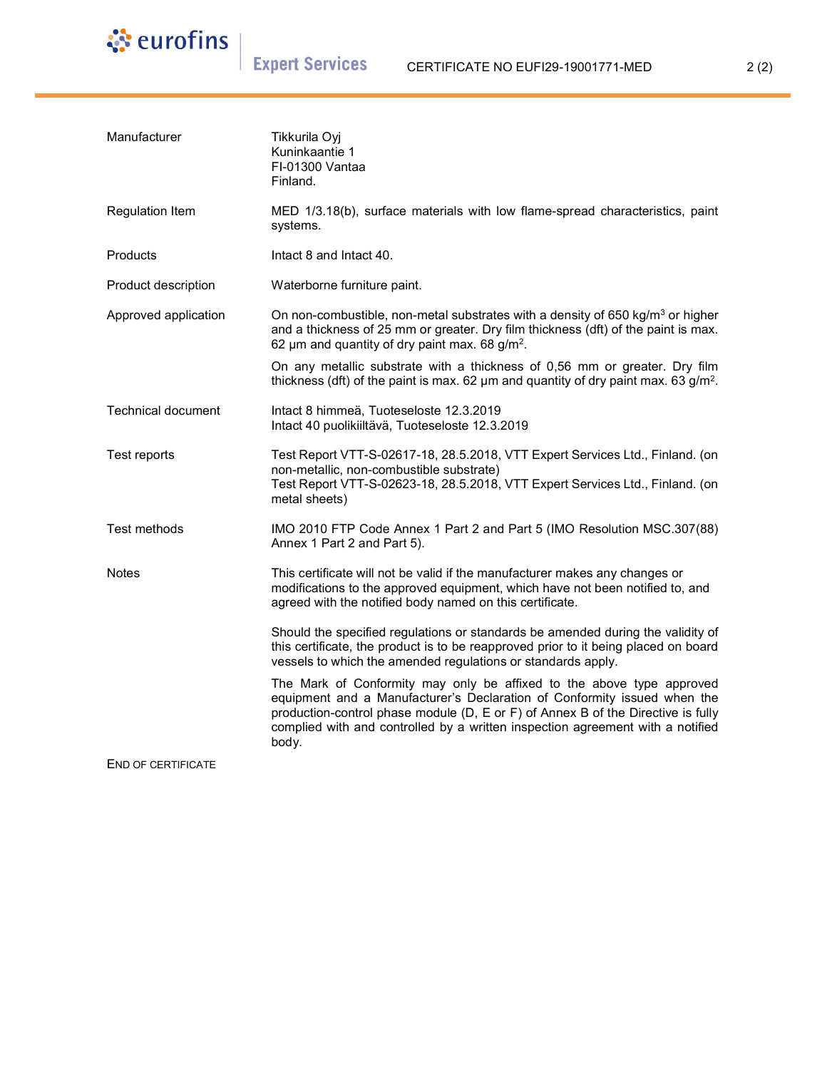| | |
|---|---|
| Manufacturer | Tikkurila Oyj<br>Kuninkaantie 1<br>FI-01300 Vantaa<br>Finland. |
| Regulation Item | MED 1/3.18(b), surface materials with low flame-spread characteristics, paint systems. |
| Products | Intact 8 and Intact 40. |
| Product description | Waterborne furniture paint. |
| Approved application | On non-combustible, non-metal substrates with a density of 650 kg/m$^3$ or higher and a thickness of 25 mm or greater. Dry film thickness (dft) of the paint is max. 62 µm and quantity of dry paint max. 68 g/m$^2$.<br><br>On any metallic substrate with a thickness of 0,56 mm or greater. Dry film thickness (dft) of the paint is max. 62 µm and quantity of dry paint max. 63 g/m$^2$. |
| Technical document | Intact 8 himmeä, Tuoteseloste 12.3.2019<br>Intact 40 puolikiiltävä, Tuoteseloste 12.3.2019 |
| Test reports | Test Report VTT-S-02617-18, 28.5.2018, VTT Expert Services Ltd., Finland. (on non-metallic, non-combustible substrate)<br>Test Report VTT-S-02623-18, 28.5.2018, VTT Expert Services Ltd., Finland. (on metal sheets) |
| Test methods | IMO 2010 FTP Code Annex 1 Part 2 and Part 5 (IMO Resolution MSC.307(88) Annex 1 Part 2 and Part 5). |
| Notes | This certificate will not be valid if the manufacturer makes any changes or modifications to the approved equipment, which have not been notified to, and agreed with the notified body named on this certificate.<br><br>Should the specified regulations or standards be amended during the validity of this certificate, the product is to be reapproved prior to it being placed on board vessels to which the amended regulations or standards apply.<br><br>The Mark of Conformity may only be affixed to the above type approved equipment and a Manufacturer's Declaration of Conformity issued when the production-control phase module (D, E or F) of Annex B of the Directive is fully complied with and controlled by a written inspection agreement with a notified body. |

END OF CERTIFICATE